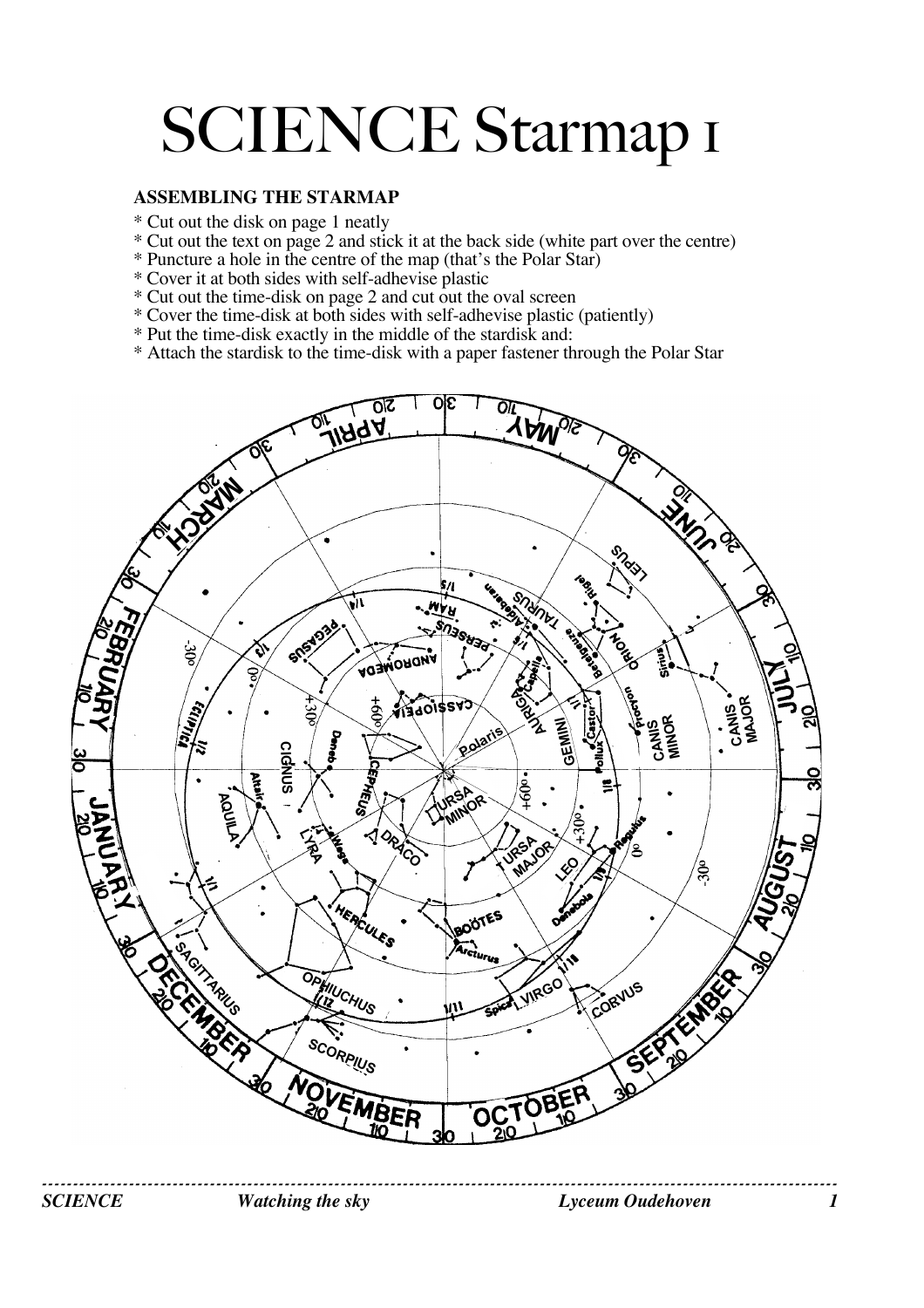# SCIENCE Starmap 1

**ASSEMBLING THE STARMAP**

* Cut out the disk on page 1 neatly
* Cut out the text on page 2 and stick it at the back side (white part over the centre)
* Puncture a hole in the centre of the map (that's the Polar Star)
* Cover it at both sides with self-adhevise plastic
* Cut out the time-disk on page 2 and cut out the oval screen
* Cover the time-disk at both sides with self-adhevise plastic (patiently)
* Put the time-disk exactly in the middle of the stardisk and:
* Attach the stardisk to the time-disk with a paper fastener through the Polar Star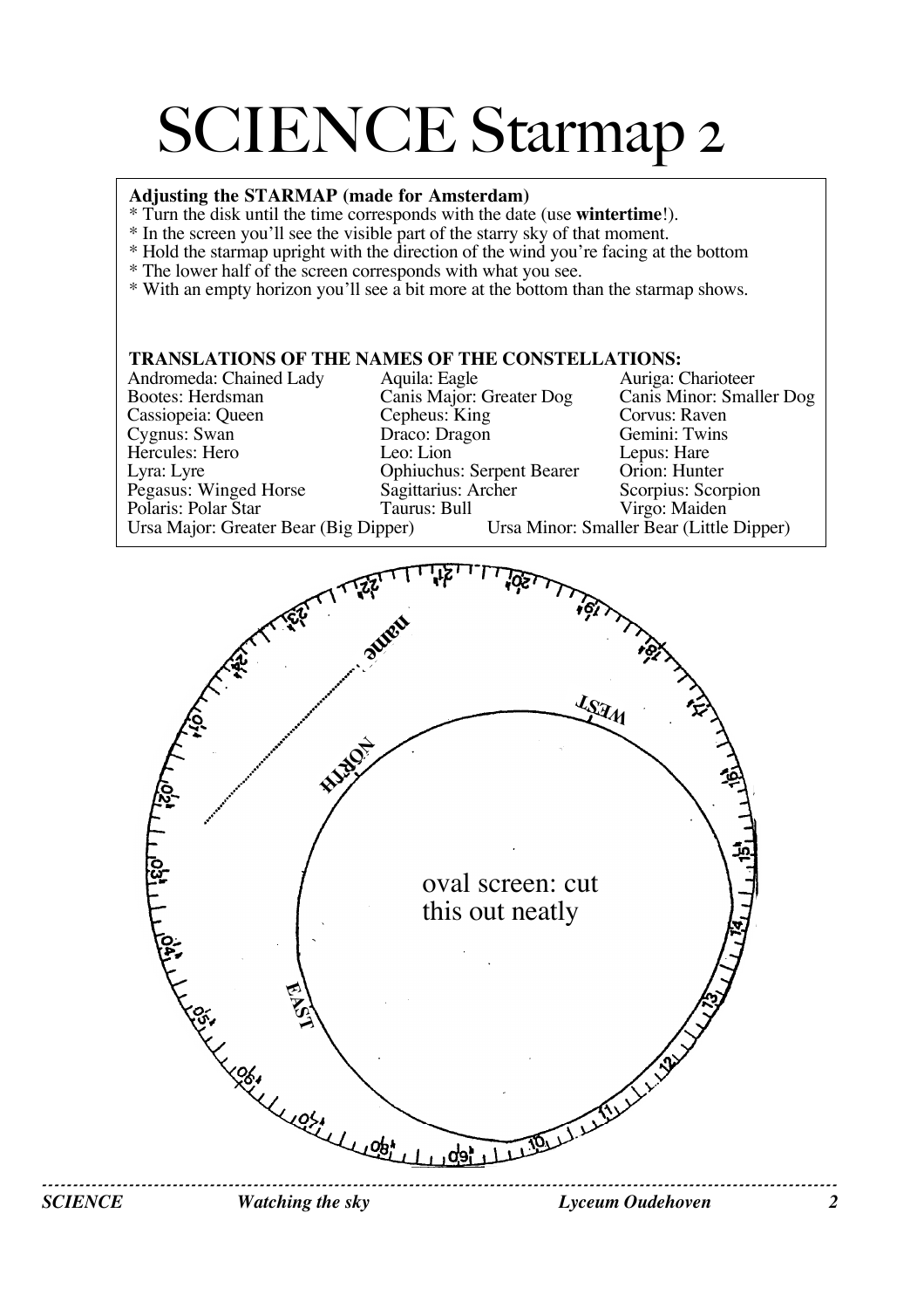# SCIENCE Starmap 2

**Adjusting the STARMAP (made for Amsterdam)**

* Turn the disk until the time corresponds with the date (use **wintertime**!).
* In the screen you'll see the visible part of the starry sky of that moment.
* Hold the starmap upright with the direction of the wind you're facing at the bottom
* The lower half of the screen corresponds with what you see.
* With an empty horizon you'll see a bit more at the bottom than the starmap shows.

**TRANSLATIONS OF THE NAMES OF THE CONSTELLATIONS:**

| | | |
|---|---|---|
| Andromeda: Chained Lady | Aquila: Eagle | Auriga: Charioteer |
| Bootes: Herdsman | Canis Major: Greater Dog | Canis Minor: Smaller Dog |
| Cassiopeia: Queen | Cepheus: King | Corvus: Raven |
| Cygnus: Swan | Draco: Dragon | Gemini: Twins |
| Hercules: Hero | Leo: Lion | Lepus: Hare |
| Lyra: Lyre | Ophiuchus: Serpent Bearer | Orion: Hunter |
| Pegasus: Winged Horse | Sagittarius: Archer | Scorpius: Scorpion |
| Polaris: Polar Star | Taurus: Bull | Virgo: Maiden |
| Ursa Major: Greater Bear (Big Dipper) | Ursa Minor: Smaller Bear (Little Dipper) | |

name

NORTH

WEST

EAST

oval screen: cut this out neatly

22 21 20 19 18 17 16 15 14 13 12 11 10 09 08 07 06 05 04 03 02 01 24 23